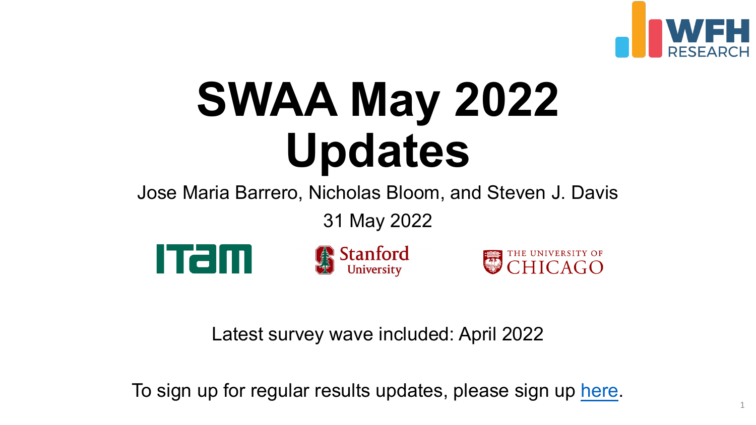# SWAA May 2022 Updates

Jose Maria Barrero, Nicholas Bloom, and Steven J. Davis

31 May 2022

Latest survey wave included: April 2022

To sign up for regular results updates, please sign up here.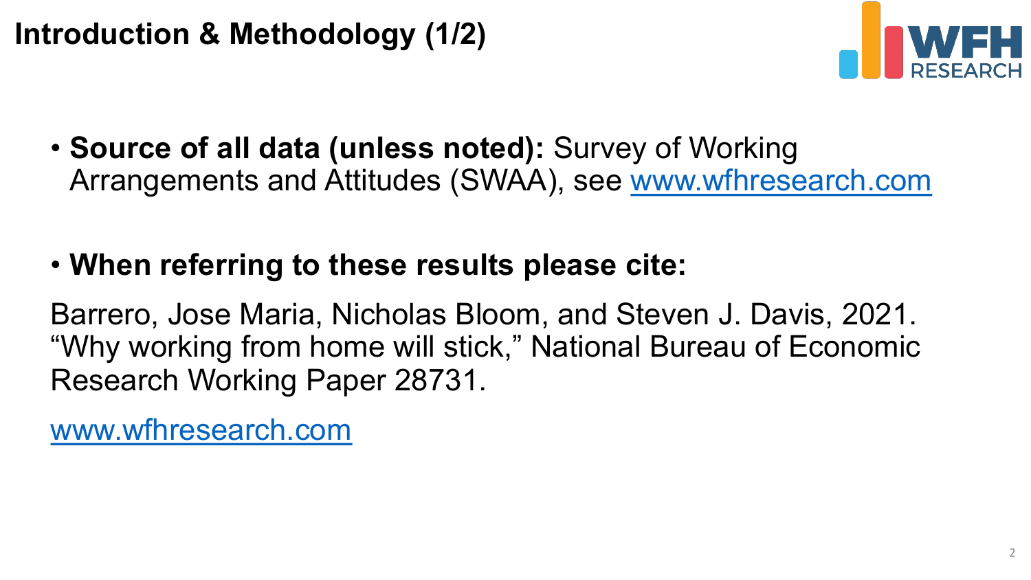# Introduction & Methodology (1/2)

- **Source of all data (unless noted):** Survey of Working Arrangements and Attitudes (SWAA), see www.wfhresearch.com

- **When referring to these results please cite:**

Barrero, Jose Maria, Nicholas Bloom, and Steven J. Davis, 2021. "Why working from home will stick," National Bureau of Economic Research Working Paper 28731.

www.wfhresearch.com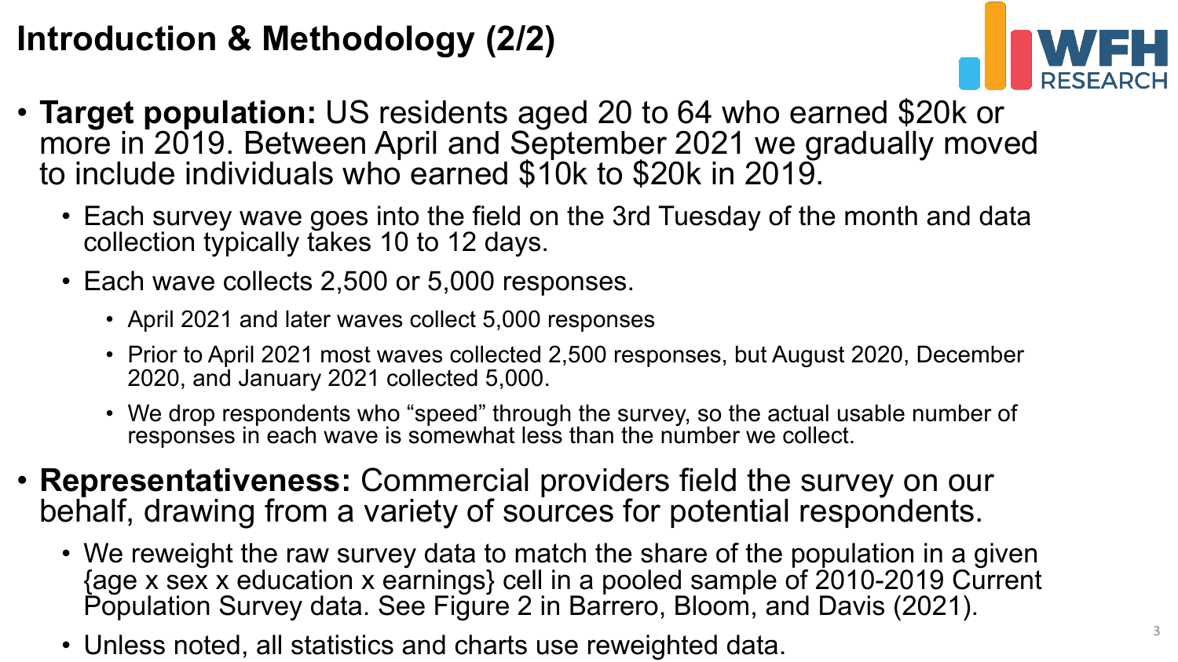# Introduction & Methodology (2/2)

- **Target population:** US residents aged 20 to 64 who earned $20k or more in 2019. Between April and September 2021 we gradually moved to include individuals who earned $10k to $20k in 2019.
  - Each survey wave goes into the field on the 3rd Tuesday of the month and data collection typically takes 10 to 12 days.
  - Each wave collects 2,500 or 5,000 responses.
    - April 2021 and later waves collect 5,000 responses
    - Prior to April 2021 most waves collected 2,500 responses, but August 2020, December 2020, and January 2021 collected 5,000.
    - We drop respondents who "speed" through the survey, so the actual usable number of responses in each wave is somewhat less than the number we collect.
- **Representativeness:** Commercial providers field the survey on our behalf, drawing from a variety of sources for potential respondents.
  - We reweight the raw survey data to match the share of the population in a given {age x sex x education x earnings} cell in a pooled sample of 2010-2019 Current Population Survey data. See Figure 2 in Barrero, Bloom, and Davis (2021).
  - Unless noted, all statistics and charts use reweighted data.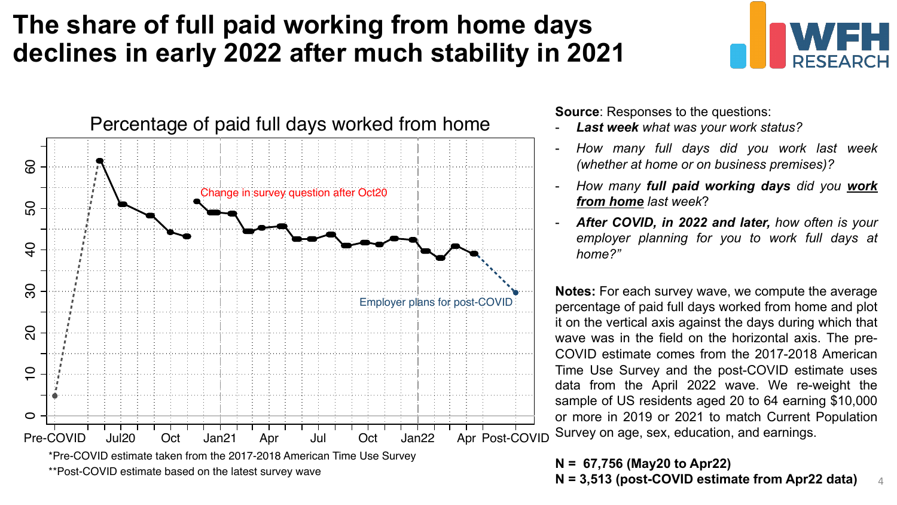# The share of full paid working from home days declines in early 2022 after much stability in 2021

Percentage of paid full days worked from home

*Pre-COVID estimate taken from the 2017-2018 American Time Use Survey

**Post-COVID estimate based on the latest survey wave

**Source**: Responses to the questions:

- ***Last week*** *what was your work status?*
- *How many full days did you work last week (whether at home or on business premises)?*
- *How many **full paid working days** did you **work from home** last week?*
- ***After COVID, in 2022 and later,*** *how often is your employer planning for you to work full days at home?"*

**Notes:** For each survey wave, we compute the average percentage of paid full days worked from home and plot it on the vertical axis against the days during which that wave was in the field on the horizontal axis. The pre-COVID estimate comes from the 2017-2018 American Time Use Survey and the post-COVID estimate uses data from the April 2022 wave. We re-weight the sample of US residents aged 20 to 64 earning $10,000 or more in 2019 or 2021 to match Current Population Survey on age, sex, education, and earnings.

**N = 67,756 (May20 to Apr22)**
**N = 3,513 (post-COVID estimate from Apr22 data)**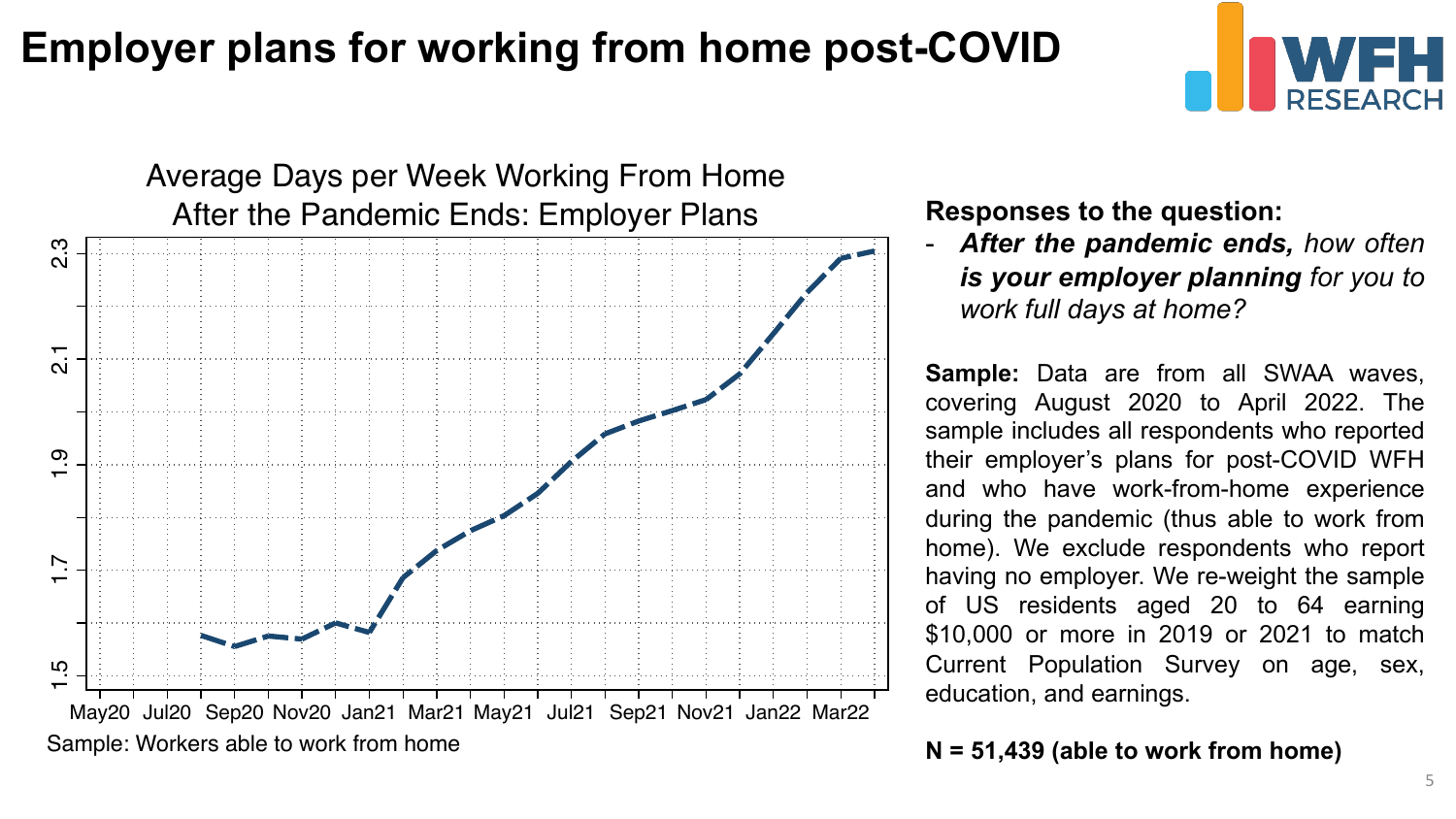# Employer plans for working from home post-COVID

Average Days per Week Working From Home After the Pandemic Ends: Employer Plans

Sample: Workers able to work from home

**Responses to the question:**

- ***After the pandemic ends,*** *how often* ***is your employer planning*** *for you to work full days at home?*

**Sample:** Data are from all SWAA waves, covering August 2020 to April 2022. The sample includes all respondents who reported their employer's plans for post-COVID WFH and who have work-from-home experience during the pandemic (thus able to work from home). We exclude respondents who report having no employer. We re-weight the sample of US residents aged 20 to 64 earning $10,000 or more in 2019 or 2021 to match Current Population Survey on age, sex, education, and earnings.

**N = 51,439 (able to work from home)**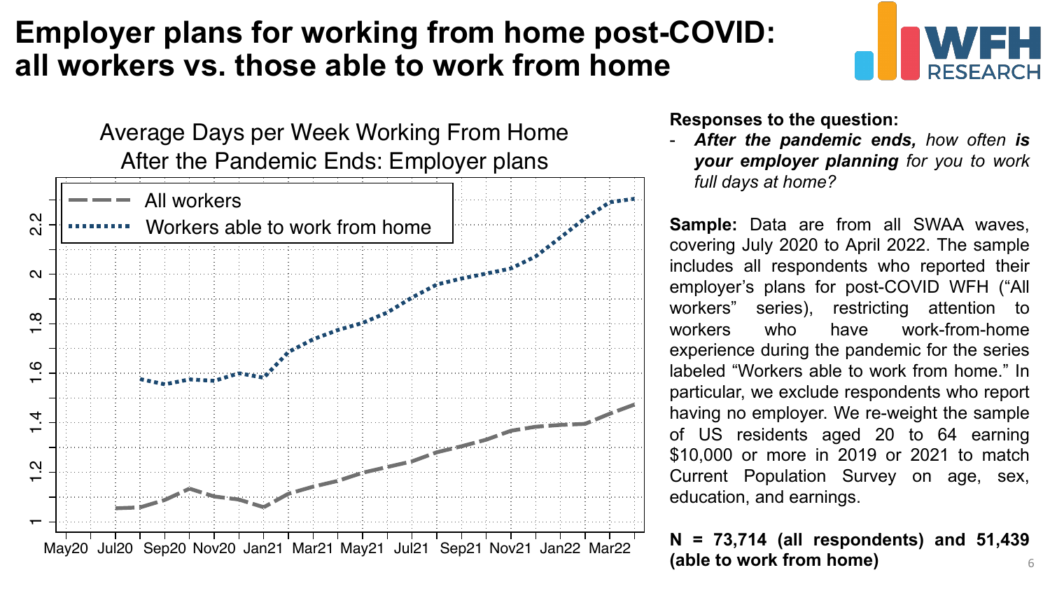# Employer plans for working from home post-COVID: all workers vs. those able to work from home

Average Days per Week Working From Home After the Pandemic Ends: Employer plans

**Responses to the question:**

- ***After the pandemic ends,*** *how often* ***is your employer planning*** *for you to work full days at home?*

**Sample:** Data are from all SWAA waves, covering July 2020 to April 2022. The sample includes all respondents who reported their employer's plans for post-COVID WFH ("All workers" series), restricting attention to workers who have work-from-home experience during the pandemic for the series labeled "Workers able to work from home." In particular, we exclude respondents who report having no employer. We re-weight the sample of US residents aged 20 to 64 earning $10,000 or more in 2019 or 2021 to match Current Population Survey on age, sex, education, and earnings.

**N = 73,714 (all respondents) and 51,439 (able to work from home)**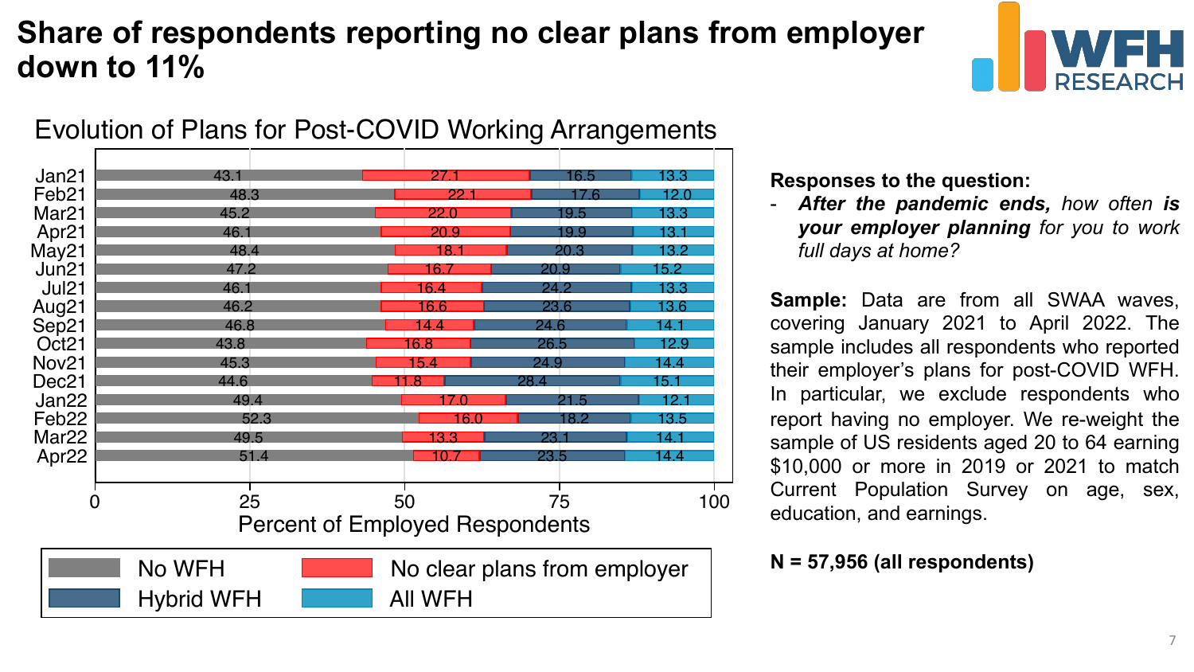# Share of respondents reporting no clear plans from employer down to 11%

## Evolution of Plans for Post-COVID Working Arrangements

| Month | No WFH | No clear plans from employer | Hybrid WFH | All WFH |
|---|---|---|---|---|
| Jan21 | 43.1 | 27.1 | 16.5 | 13.3 |
| Feb21 | 48.3 | 22.1 | 17.6 | 12.0 |
| Mar21 | 45.2 | 22.0 | 19.5 | 13.3 |
| Apr21 | 46.1 | 20.9 | 19.9 | 13.1 |
| May21 | 48.4 | 18.1 | 20.3 | 13.2 |
| Jun21 | 47.2 | 16.7 | 20.9 | 15.2 |
| Jul21 | 46.1 | 16.4 | 24.2 | 13.3 |
| Aug21 | 46.2 | 16.6 | 23.6 | 13.6 |
| Sep21 | 46.8 | 14.4 | 24.6 | 14.1 |
| Oct21 | 43.8 | 16.8 | 26.5 | 12.9 |
| Nov21 | 45.3 | 15.4 | 24.9 | 14.4 |
| Dec21 | 44.6 | 11.8 | 28.4 | 15.1 |
| Jan22 | 49.4 | 17.0 | 21.5 | 12.1 |
| Feb22 | 52.3 | 16.0 | 18.2 | 13.5 |
| Mar22 | 49.5 | 13.3 | 23.1 | 14.1 |
| Apr22 | 51.4 | 10.7 | 23.5 | 14.4 |

Percent of Employed Respondents

**Responses to the question:**

- ***After the pandemic ends,*** *how often* ***is your employer planning*** *for you to work full days at home?*

**Sample:** Data are from all SWAA waves, covering January 2021 to April 2022. The sample includes all respondents who reported their employer's plans for post-COVID WFH. In particular, we exclude respondents who report having no employer. We re-weight the sample of US residents aged 20 to 64 earning $10,000 or more in 2019 or 2021 to match Current Population Survey on age, sex, education, and earnings.

**N = 57,956 (all respondents)**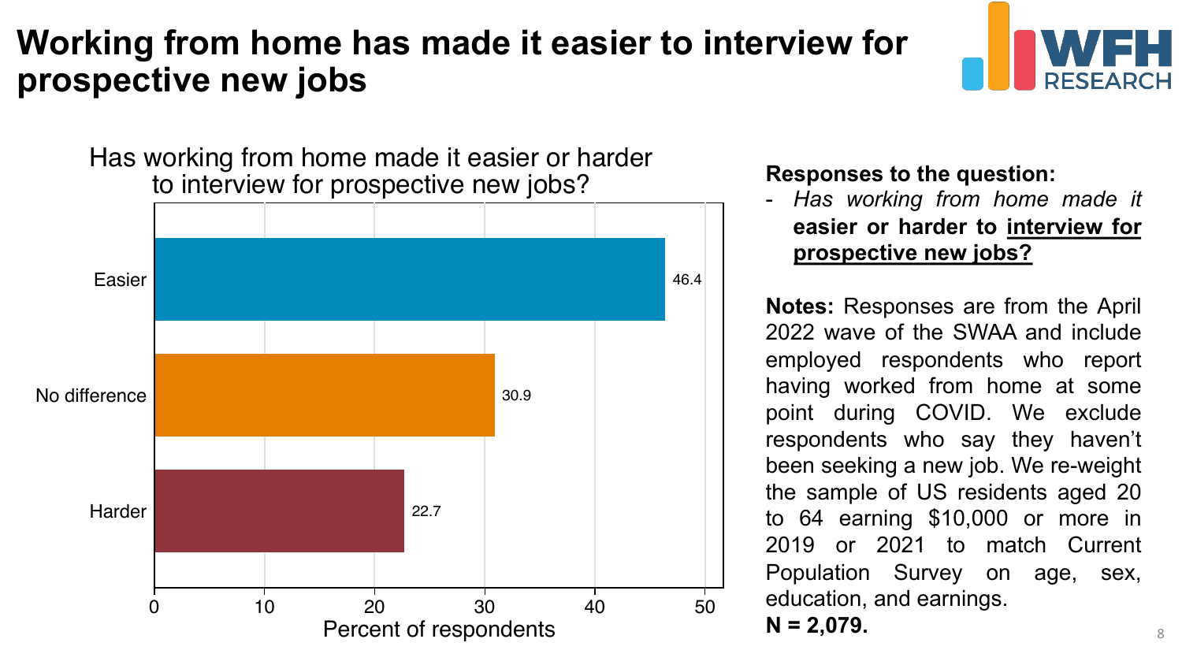# Working from home has made it easier to interview for prospective new jobs

Has working from home made it easier or harder to interview for prospective new jobs?

| Response | Percent of respondents |
|---|---|
| Easier | 46.4 |
| No difference | 30.9 |
| Harder | 22.7 |

**Responses to the question:**

- *Has working from home made it* **easier or harder to <u>interview for prospective new jobs?</u>**

**Notes:** Responses are from the April 2022 wave of the SWAA and include employed respondents who report having worked from home at some point during COVID. We exclude respondents who say they haven't been seeking a new job. We re-weight the sample of US residents aged 20 to 64 earning $10,000 or more in 2019 or 2021 to match Current Population Survey on age, sex, education, and earnings.
**N = 2,079.**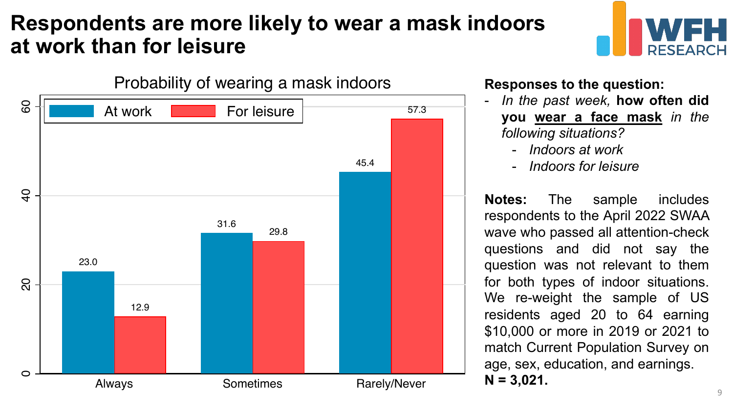# Respondents are more likely to wear a mask indoors at work than for leisure

**Probability of wearing a mask indoors**

| | At work | For leisure |
|---|---|---|
| Always | 23.0 | 12.9 |
| Sometimes | 31.6 | 29.8 |
| Rarely/Never | 45.4 | 57.3 |

**Responses to the question:**

- *In the past week,* **how often did you <u>wear a face mask</u>** *in the following situations?*
  - *Indoors at work*
  - *Indoors for leisure*

**Notes:** The sample includes respondents to the April 2022 SWAA wave who passed all attention-check questions and did not say the question was not relevant to them for both types of indoor situations. We re-weight the sample of US residents aged 20 to 64 earning $10,000 or more in 2019 or 2021 to match Current Population Survey on age, sex, education, and earnings. **N = 3,021.**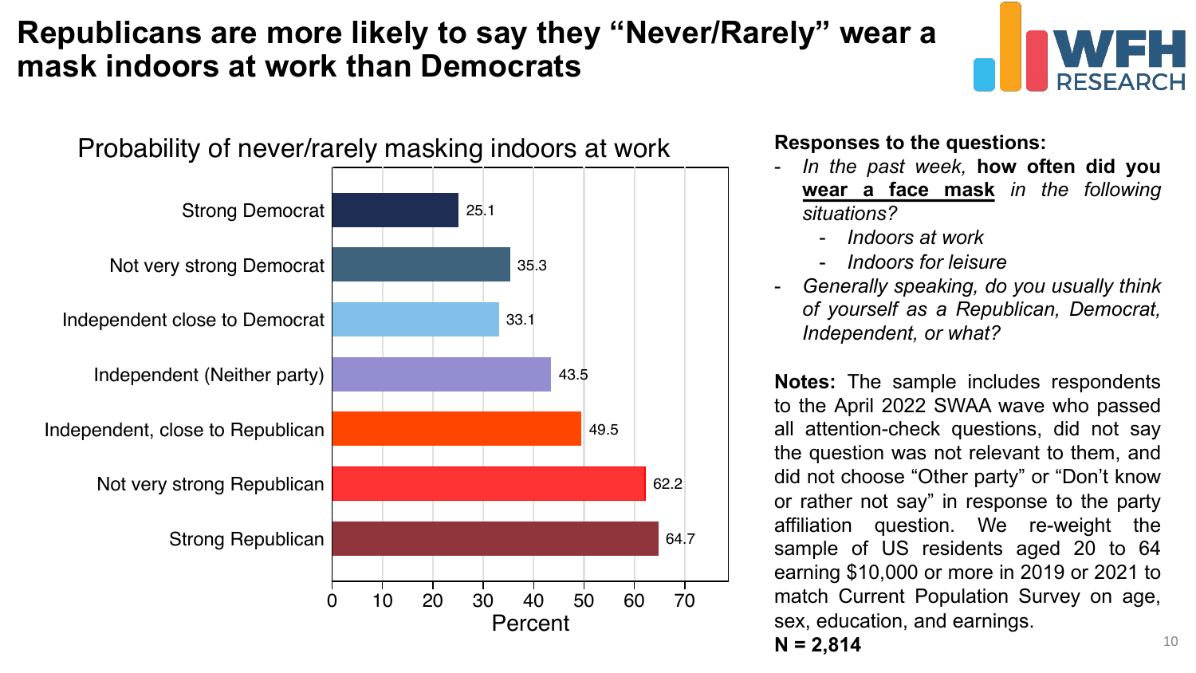# Republicans are more likely to say they "Never/Rarely" wear a mask indoors at work than Democrats

Probability of never/rarely masking indoors at work

| Party affiliation | Percent |
|---|---|
| Strong Democrat | 25.1 |
| Not very strong Democrat | 35.3 |
| Independent close to Democrat | 33.1 |
| Independent (Neither party) | 43.5 |
| Independent, close to Republican | 49.5 |
| Not very strong Republican | 62.2 |
| Strong Republican | 64.7 |

**Responses to the questions:**

- *In the past week,* **how often did you wear a face mask** *in the following situations?*
  - *Indoors at work*
  - *Indoors for leisure*
- *Generally speaking, do you usually think of yourself as a Republican, Democrat, Independent, or what?*

**Notes:** The sample includes respondents to the April 2022 SWAA wave who passed all attention-check questions, did not say the question was not relevant to them, and did not choose "Other party" or "Don't know or rather not say" in response to the party affiliation question. We re-weight the sample of US residents aged 20 to 64 earning $10,000 or more in 2019 or 2021 to match Current Population Survey on age, sex, education, and earnings.

**N = 2,814**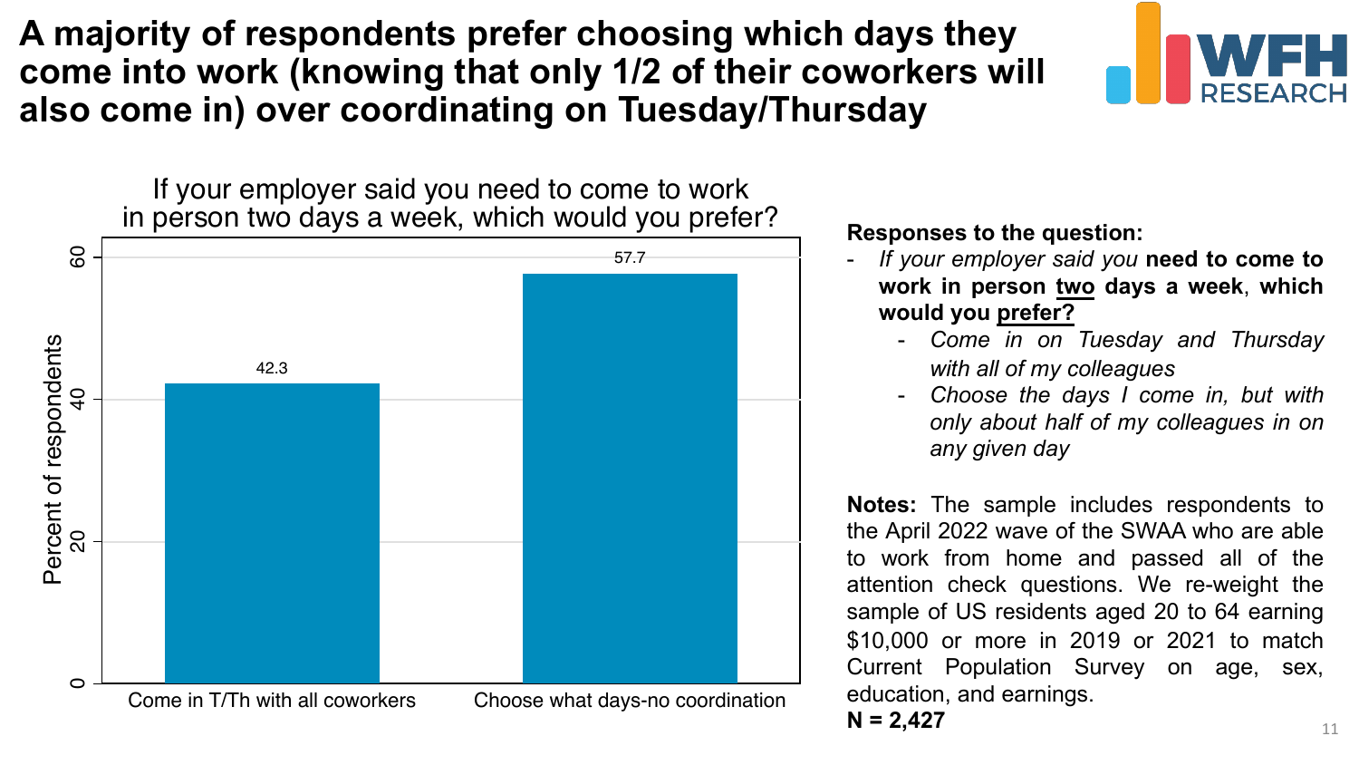# A majority of respondents prefer choosing which days they come into work (knowing that only 1/2 of their coworkers will also come in) over coordinating on Tuesday/Thursday

If your employer said you need to come to work in person two days a week, which would you prefer?

| Response | Percent of respondents |
| --- | --- |
| Come in T/Th with all coworkers | 42.3 |
| Choose what days-no coordination | 57.7 |

**Responses to the question:**

- *If your employer said you* **need to come to work in person two days a week**, **which would you prefer?**
  - *Come in on Tuesday and Thursday with all of my colleagues*
  - *Choose the days I come in, but with only about half of my colleagues in on any given day*

**Notes:** The sample includes respondents to the April 2022 wave of the SWAA who are able to work from home and passed all of the attention check questions. We re-weight the sample of US residents aged 20 to 64 earning $10,000 or more in 2019 or 2021 to match Current Population Survey on age, sex, education, and earnings.

**N = 2,427**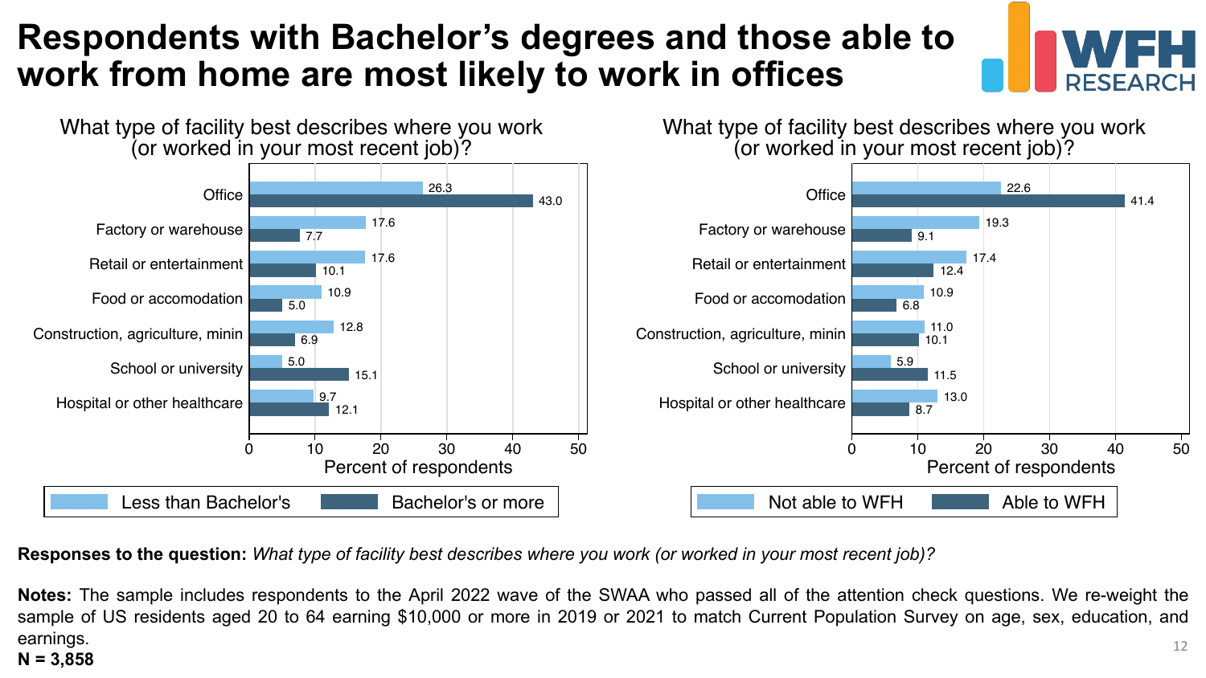# Respondents with Bachelor's degrees and those able to work from home are most likely to work in offices

**What type of facility best describes where you work (or worked in your most recent job)?**

| Facility | Less than Bachelor's | Bachelor's or more |
|---|---|---|
| Office | 26.3 | 43.0 |
| Factory or warehouse | 17.6 | 7.7 |
| Retail or entertainment | 17.6 | 10.1 |
| Food or accomodation | 10.9 | 5.0 |
| Construction, agriculture, minin | 12.8 | 6.9 |
| School or university | 5.0 | 15.1 |
| Hospital or other healthcare | 9.7 | 12.1 |

Percent of respondents

**What type of facility best describes where you work (or worked in your most recent job)?**

| Facility | Not able to WFH | Able to WFH |
|---|---|---|
| Office | 22.6 | 41.4 |
| Factory or warehouse | 19.3 | 9.1 |
| Retail or entertainment | 17.4 | 12.4 |
| Food or accomodation | 10.9 | 6.8 |
| Construction, agriculture, minin | 11.0 | 10.1 |
| School or university | 5.9 | 11.5 |
| Hospital or other healthcare | 13.0 | 8.7 |

Percent of respondents

**Responses to the question:** *What type of facility best describes where you work (or worked in your most recent job)?*

**Notes:** The sample includes respondents to the April 2022 wave of the SWAA who passed all of the attention check questions. We re-weight the sample of US residents aged 20 to 64 earning $10,000 or more in 2019 or 2021 to match Current Population Survey on age, sex, education, and earnings.
**N = 3,858**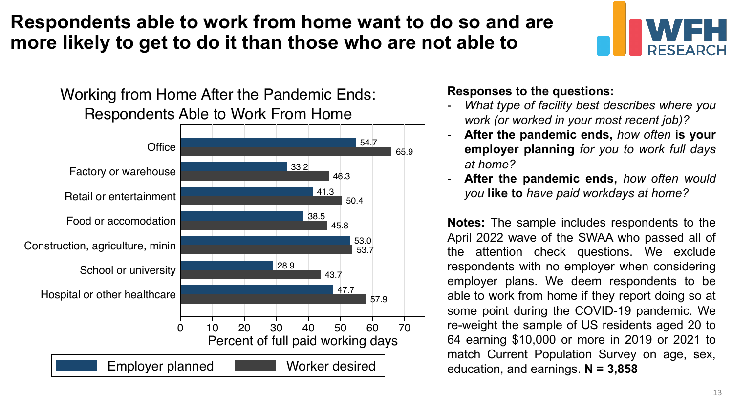# Respondents able to work from home want to do so and are more likely to get to do it than those who are not able to

**Working from Home After the Pandemic Ends: Respondents Able to Work From Home**

| | Employer planned | Worker desired |
|---|---|---|
| Office | 54.7 | 65.9 |
| Factory or warehouse | 33.2 | 46.3 |
| Retail or entertainment | 41.3 | 50.4 |
| Food or accomodation | 38.5 | 45.8 |
| Construction, agriculture, minin | 53.0 | 53.7 |
| School or university | 28.9 | 43.7 |
| Hospital or other healthcare | 47.7 | 57.9 |

Percent of full paid working days

**Responses to the questions:**

- *What type of facility best describes where you work (or worked in your most recent job)?*
- **After the pandemic ends,** *how often* **is your employer planning** *for you to work full days at home?*
- **After the pandemic ends,** *how often would you* **like to** *have paid workdays at home?*

**Notes:** The sample includes respondents to the April 2022 wave of the SWAA who passed all of the attention check questions. We exclude respondents with no employer when considering employer plans. We deem respondents to be able to work from home if they report doing so at some point during the COVID-19 pandemic. We re-weight the sample of US residents aged 20 to 64 earning $10,000 or more in 2019 or 2021 to match Current Population Survey on age, sex, education, and earnings. **N = 3,858**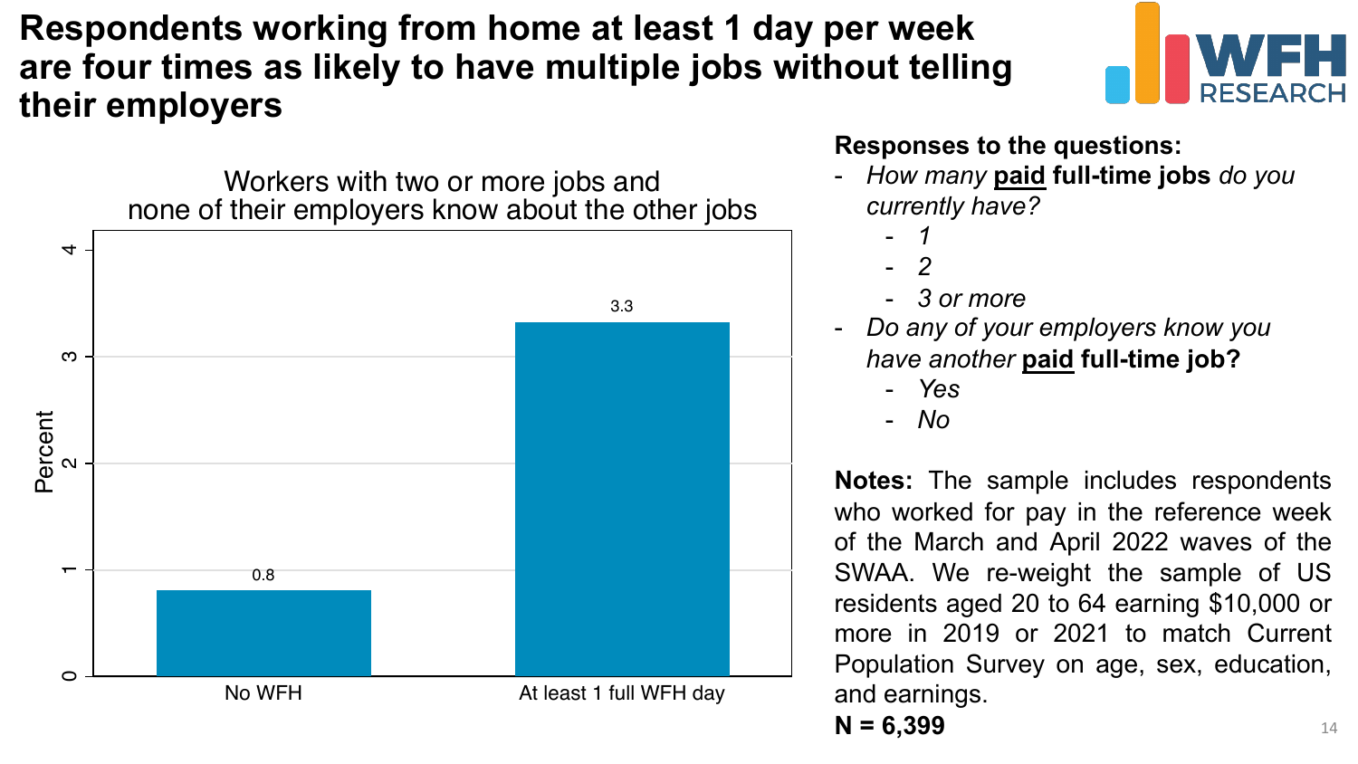# Respondents working from home at least 1 day per week are four times as likely to have multiple jobs without telling their employers

Workers with two or more jobs and none of their employers know about the other jobs

| | Percent |
|---|---|
| No WFH | 0.8 |
| At least 1 full WFH day | 3.3 |

**Responses to the questions:**

- *How many* **paid full-time jobs** *do you currently have?*
  - *1*
  - *2*
  - *3 or more*
- *Do any of your employers know you have another* **paid full-time job?**
  - *Yes*
  - *No*

**Notes:** The sample includes respondents who worked for pay in the reference week of the March and April 2022 waves of the SWAA. We re-weight the sample of US residents aged 20 to 64 earning $10,000 or more in 2019 or 2021 to match Current Population Survey on age, sex, education, and earnings.

**N = 6,399**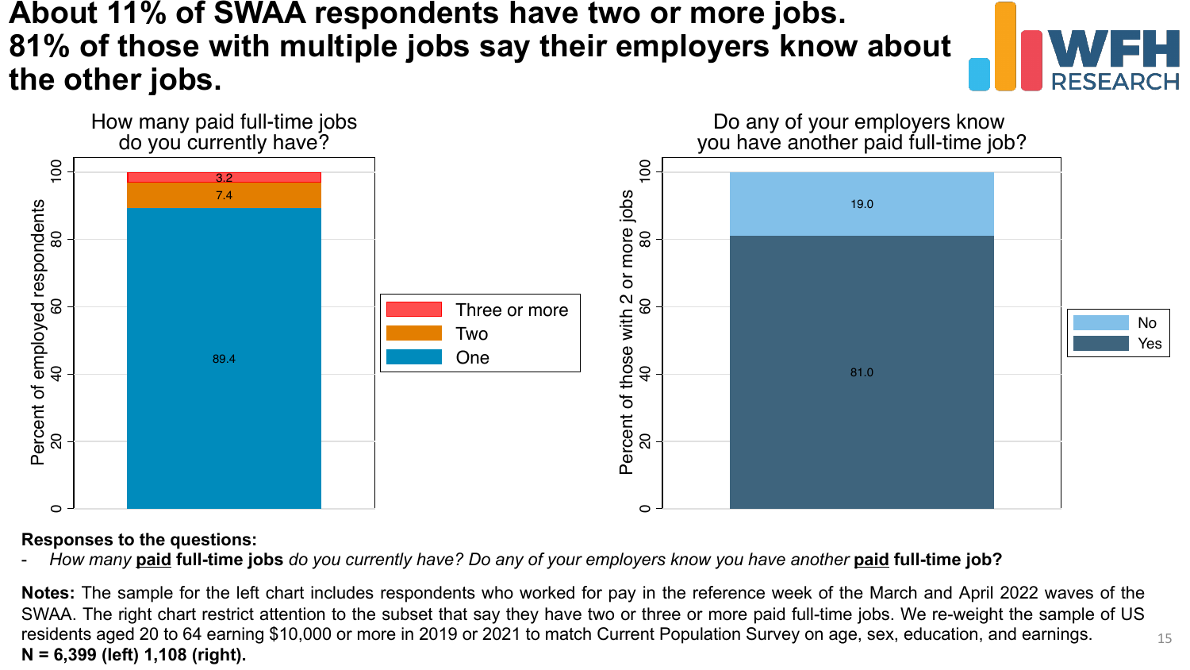# About 11% of SWAA respondents have two or more jobs. 81% of those with multiple jobs say their employers know about the other jobs.

**How many paid full-time jobs do you currently have?**

| Response | Percent of employed respondents |
|---|---|
| One | 89.4 |
| Two | 7.4 |
| Three or more | 3.2 |

**Do any of your employers know you have another paid full-time job?**

| Response | Percent of those with 2 or more jobs |
|---|---|
| Yes | 81.0 |
| No | 19.0 |

**Responses to the questions:**

- *How many* **paid full-time jobs** *do you currently have? Do any of your employers know you have another* **paid full-time job?**

**Notes:** The sample for the left chart includes respondents who worked for pay in the reference week of the March and April 2022 waves of the SWAA. The right chart restrict attention to the subset that say they have two or three or more paid full-time jobs. We re-weight the sample of US residents aged 20 to 64 earning $10,000 or more in 2019 or 2021 to match Current Population Survey on age, sex, education, and earnings.
**N = 6,399 (left) 1,108 (right).**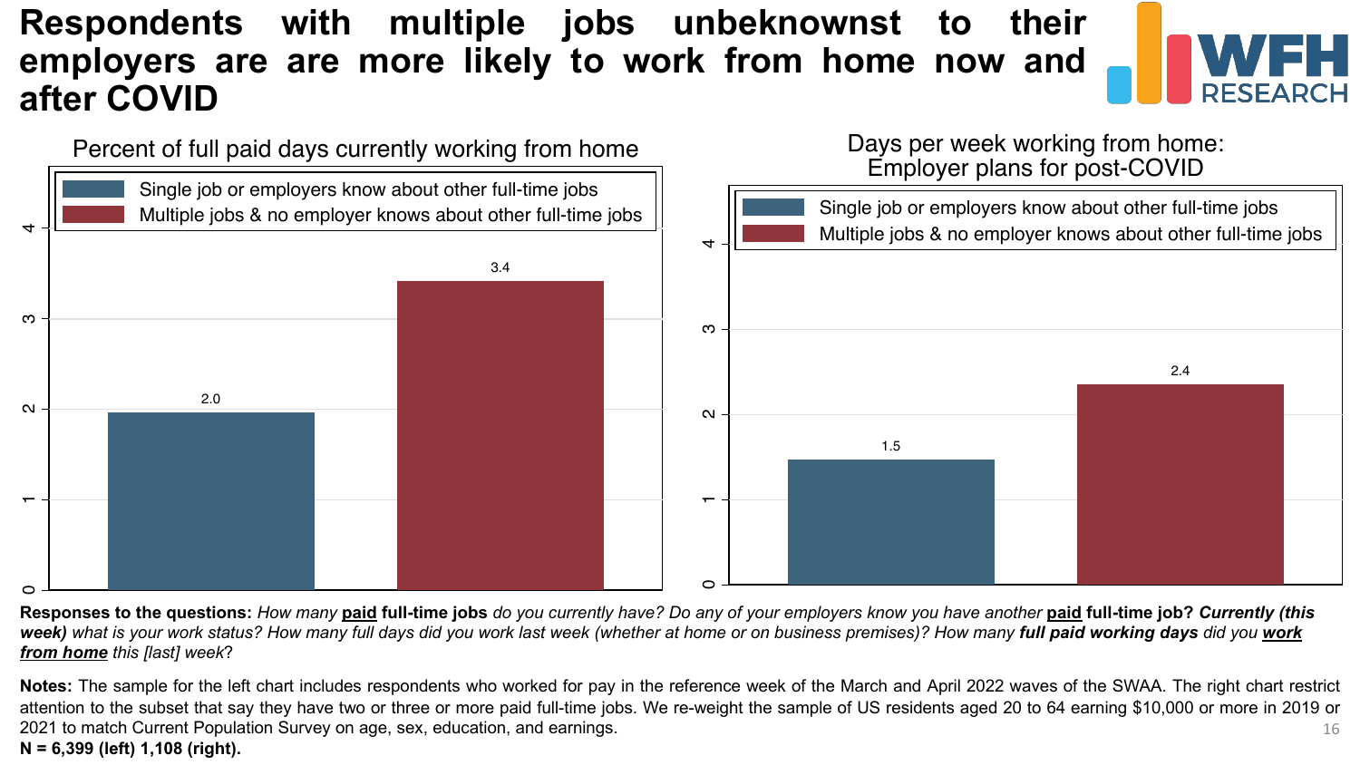# Respondents with multiple jobs unbeknownst to their employers are are more likely to work from home now and after COVID

**Percent of full paid days currently working from home**

| | Value |
|---|---|
| Single job or employers know about other full-time jobs | 2.0 |
| Multiple jobs & no employer knows about other full-time jobs | 3.4 |

**Days per week working from home: Employer plans for post-COVID**

| | Value |
|---|---|
| Single job or employers know about other full-time jobs | 1.5 |
| Multiple jobs & no employer knows about other full-time jobs | 2.4 |

**Responses to the questions:** *How many* **paid full-time jobs** *do you currently have? Do any of your employers know you have another* **paid full-time job?** ***Currently (this week)*** *what is your work status? How many full days did you work last week (whether at home or on business premises)? How many* ***full paid working days*** *did you* ***work from home*** *this [last] week?*

**Notes:** The sample for the left chart includes respondents who worked for pay in the reference week of the March and April 2022 waves of the SWAA. The right chart restrict attention to the subset that say they have two or three or more paid full-time jobs. We re-weight the sample of US residents aged 20 to 64 earning $10,000 or more in 2019 or 2021 to match Current Population Survey on age, sex, education, and earnings.

**N = 6,399 (left) 1,108 (right).**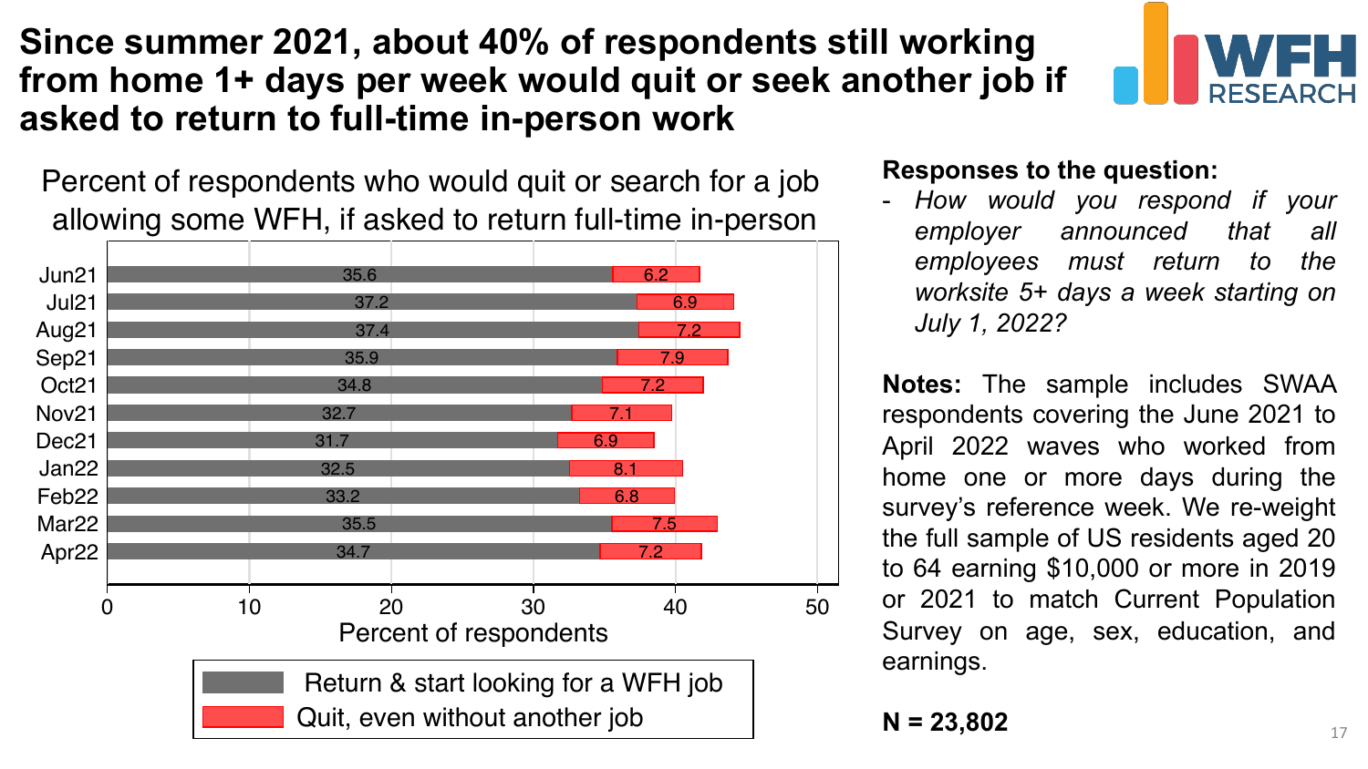# Since summer 2021, about 40% of respondents still working from home 1+ days per week would quit or seek another job if asked to return to full-time in-person work

Percent of respondents who would quit or search for a job allowing some WFH, if asked to return full-time in-person

| Month | Return & start looking for a WFH job | Quit, even without another job |
| --- | --- | --- |
| Jun21 | 35.6 | 6.2 |
| Jul21 | 37.2 | 6.9 |
| Aug21 | 37.4 | 7.2 |
| Sep21 | 35.9 | 7.9 |
| Oct21 | 34.8 | 7.2 |
| Nov21 | 32.7 | 7.1 |
| Dec21 | 31.7 | 6.9 |
| Jan22 | 32.5 | 8.1 |
| Feb22 | 33.2 | 6.8 |
| Mar22 | 35.5 | 7.5 |
| Apr22 | 34.7 | 7.2 |

Percent of respondents

**Responses to the question:**

- *How would you respond if your employer announced that all employees must return to the worksite 5+ days a week starting on July 1, 2022?*

**Notes:** The sample includes SWAA respondents covering the June 2021 to April 2022 waves who worked from home one or more days during the survey's reference week. We re-weight the full sample of US residents aged 20 to 64 earning $10,000 or more in 2019 or 2021 to match Current Population Survey on age, sex, education, and earnings.

**N = 23,802**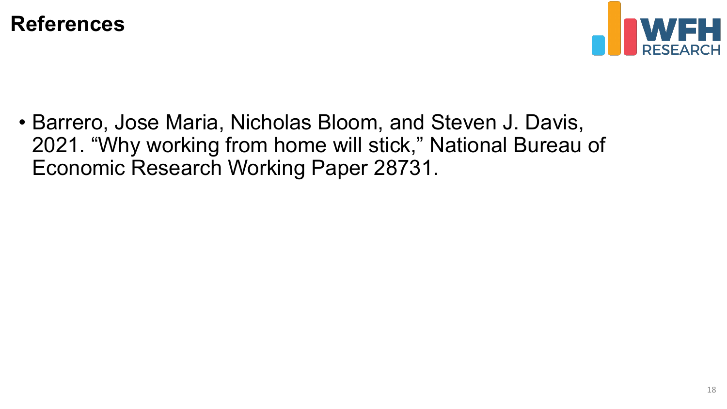# References

- Barrero, Jose Maria, Nicholas Bloom, and Steven J. Davis, 2021. "Why working from home will stick," National Bureau of Economic Research Working Paper 28731.